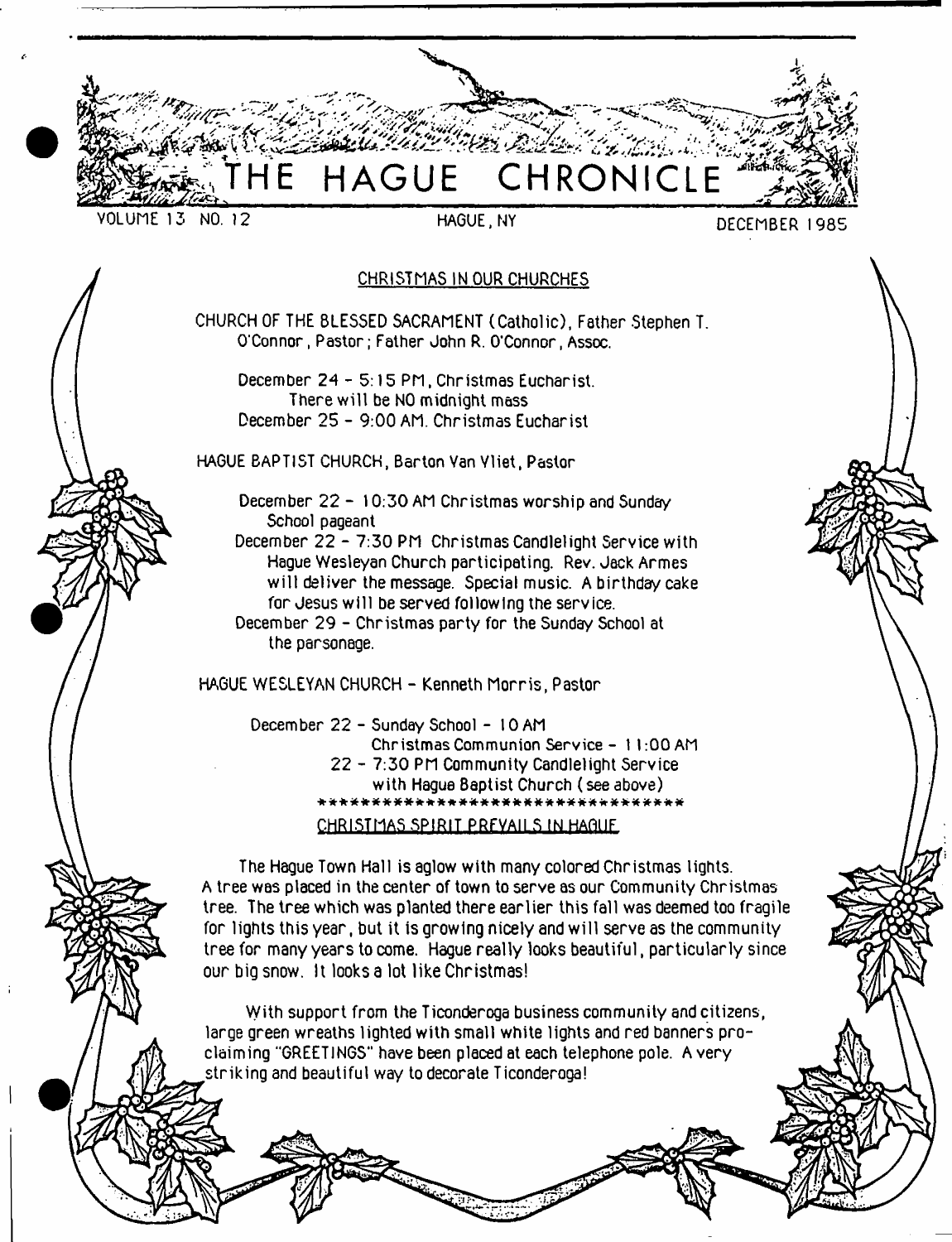# THE HAGUE CHRONICLE

VOLUME 13 NO. 12 HAGUE, NY DECEMBER 1985

## CHRISTMAS IN OUR CHURCHES

CHURCH OF THE BLESSED SACRAMENT (Catholic), Father Stephen T. O'Connor, Pastor; Father John R. O'Connor, Assoc.

December 24 - 5:15 PM, Christmas Eucharist. There will be NO midnight mass
December 25 - 9:00 AM. Christmas Eucharist

HAGUE BAPTIST CHURCH, Barton Van Vliet, Pastor

December 22 - 10:30 AM Christmas worship and Sunday School pageant
December 22 - 7:30 PM Christmas Candlelight Service with Hague Wesleyan Church participating. Rev. Jack Armes will deliver the message. Special music. A birthday cake for Jesus will be served following the service.
December 29 - Christmas party for the Sunday School at the parsonage.

HAGUE WESLEYAN CHURCH - Kenneth Morris, Pastor

December 22 - Sunday School - 10 AM
Christmas Communion Service - 11:00 AM
22 - 7:30 PM Community Candlelight Service with Hague Baptist Church (see above)

***********************************

## CHRISTMAS SPIRIT PREVAILS IN HAGUE

The Hague Town Hall is aglow with many colored Christmas lights. A tree was placed in the center of town to serve as our Community Christmas tree. The tree which was planted there earlier this fall was deemed too fragile for lights this year, but it is growing nicely and will serve as the community tree for many years to come. Hague really looks beautiful, particularly since our big snow. It looks a lot like Christmas!

With support from the Ticonderoga business community and citizens, large green wreaths lighted with small white lights and red banners proclaiming "GREETINGS" have been placed at each telephone pole. A very striking and beautiful way to decorate Ticonderoga!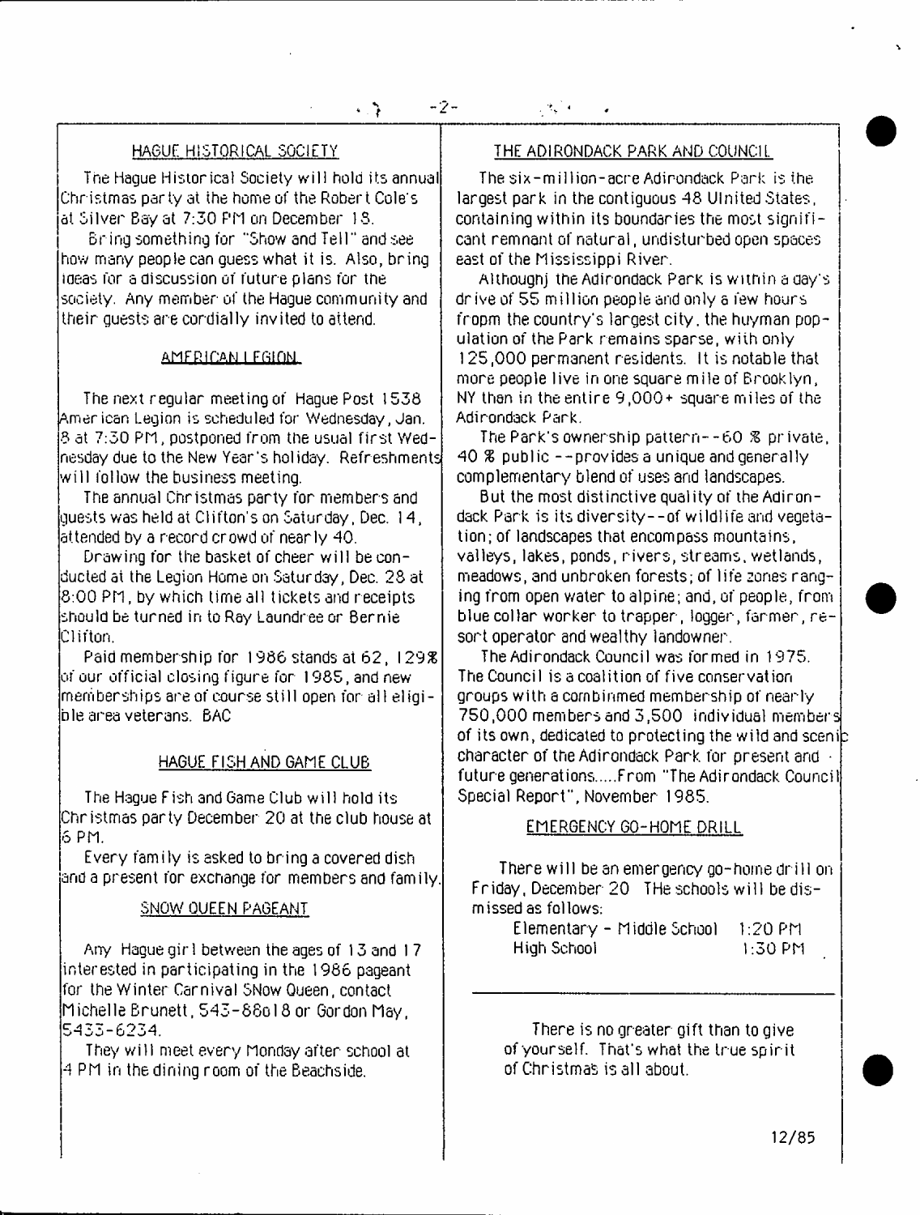## HAGUE HISTORICAL SOCIETY

The Hague Historical Society will hold its annual Christmas party at the home of the Robert Cole's at Silver Bay at 7:30 PM on December 18.

Bring something for "Show and Tell" and see how many people can guess what it is. Also, bring ideas for a discussion of future plans for the society. Any member of the Hague community and their guests are cordially invited to attend.

## AMERICAN LEGION

The next regular meeting of Hague Post 1538 American Legion is scheduled for Wednesday, Jan. 8 at 7:30 PM, postponed from the usual first Wednesday due to the New Year's holiday. Refreshments will follow the business meeting.

The annual Christmas party for members and guests was held at Clifton's on Saturday, Dec. 14, attended by a record crowd of nearly 40.

Drawing for the basket of cheer will be conducted at the Legion Home on Saturday, Dec. 28 at 8:00 PM, by which time all tickets and receipts should be turned in to Ray Laundree or Bernie Clifton.

Paid membership for 1986 stands at 62, 129% of our official closing figure for 1985, and new memberships are of course still open for all eligible area veterans. BAC

## HAGUE FISH AND GAME CLUB

The Hague Fish and Game Club will hold its Christmas party December 20 at the club house at 6 PM.

Every family is asked to bring a covered dish and a present for exchange for members and family.

## SNOW QUEEN PAGEANT

Any Hague girl between the ages of 13 and 17 interested in participating in the 1986 pageant for the Winter Carnival SNow Queen, contact Michelle Brunett, 543-8818 or Gordon May, 5433-6234.

They will meet every Monday after school at 4 PM in the dining room of the Beachside.

## THE ADIRONDACK PARK AND COUNCIL

The six-million-acre Adirondack Park is the largest park in the contiguous 48 Ulnited States, containing within its boundaries the most significant remnant of natural, undisturbed open spaces east of the Mississippi River.

Althoughj the Adirondack Park is within a day's drive of 55 million people and only a few hours fropm the country's largest city, the huyman population of the Park remains sparse, with only 125,000 permanent residents. It is notable that more people live in one square mile of Brooklyn, NY than in the entire 9,000+ square miles of the Adirondack Park.

The Park's ownership pattern--60 % private, 40 % public --provides a unique and generally complementary blend of uses and landscapes.

But the most distinctive quality of the Adirondack Park is its diversity--of wildlife and vegetation; of landscapes that encompass mountains, valleys, lakes, ponds, rivers, streams, wetlands, meadows, and unbroken forests; of life zones ranging from open water to alpine; and, of people, from blue collar worker to trapper, logger, farmer, resort operator and wealthy landowner.

The Adirondack Council was formed in 1975. The Council is a coalition of five conservation groups with a combinmed membership of nearly 750,000 members and 3,500 individual members of its own, dedicated to protecting the wild and scenic character of the Adirondack Park for present and future generations.....From "The Adirondack Council Special Report", November 1985.

## EMERGENCY GO-HOME DRILL

There will be an emergency go-home drill on Friday, December 20 THe schools will be dismissed as follows:

| | |
|---|---|
| Elementary - Middle School | 1:20 PM |
| High School | 1:30 PM |

---

There is no greater gift than to give of yourself. That's what the true spirit of Christmas is all about.

12/85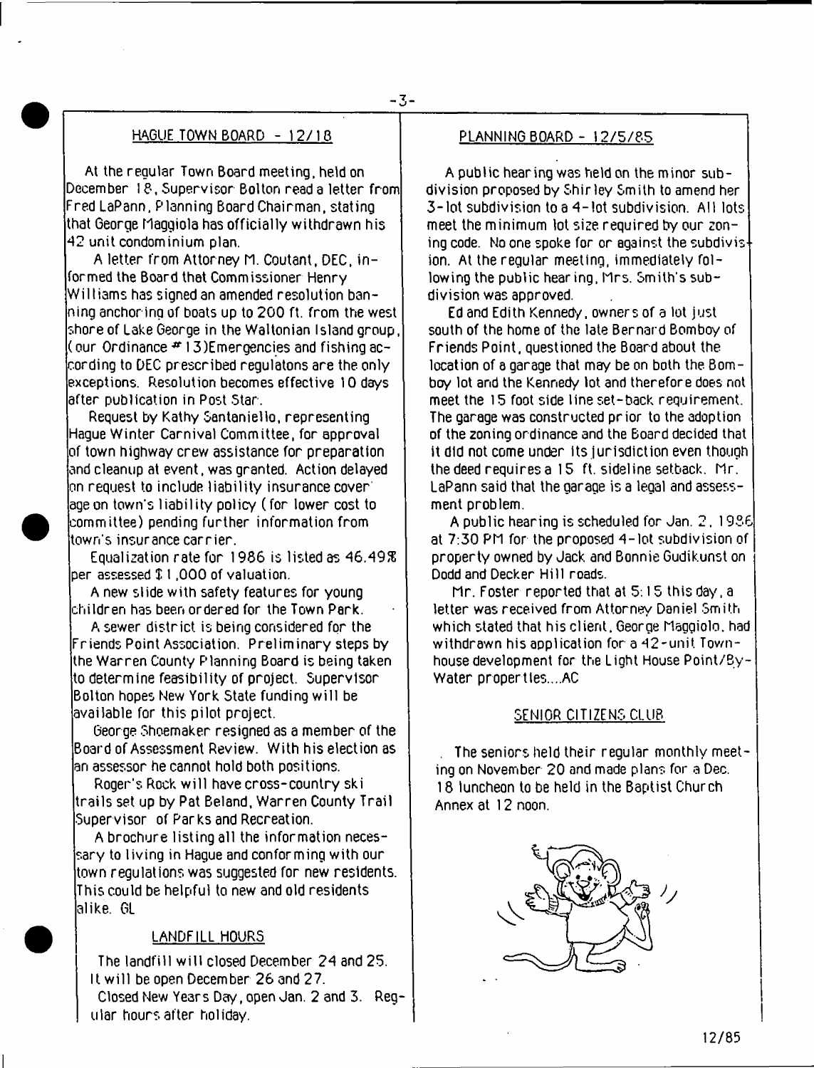## HAGUE TOWN BOARD - 12/18

At the regular Town Board meeting, held on December 18, Supervisor Bolton read a letter from Fred LaPann, Planning Board Chairman, stating that George Maggiola has officially withdrawn his 42 unit condominium plan.

A letter from Attorney M. Coutant, DEC, informed the Board that Commissioner Henry Williams has signed an amended resolution banning anchoring of boats up to 200 ft. from the west shore of Lake George in the Waltonian Island group, (our Ordinance # 13)Emergencies and fishing according to DEC prescribed regulatons are the only exceptions. Resolution becomes effective 10 days after publication in Post Star.

Request by Kathy Santaniello, representing Hague Winter Carnival Committee, for approval of town highway crew assistance for preparation and cleanup at event, was granted. Action delayed on request to include liability insurance coverage on town's liability policy (for lower cost to committee) pending further information from town's insurance carrier.

Equalization rate for 1986 is listed as 46.49% per assessed $1,000 of valuation.

A new slide with safety features for young children has been ordered for the Town Park.

A sewer district is being considered for the Friends Point Association. Preliminary steps by the Warren County Planning Board is being taken to determine feasibility of project. Supervisor Bolton hopes New York State funding will be available for this pilot project.

George Shoemaker resigned as a member of the Board of Assessment Review. With his election as an assessor he cannot hold both positions.

Roger's Rock will have cross-country ski trails set up by Pat Beland, Warren County Trail Supervisor of Parks and Recreation.

A brochure listing all the information necessary to living in Hague and conforming with our town regulations was suggested for new residents. This could be helpful to new and old residents alike. GL

## LANDFILL HOURS

The landfill will closed December 24 and 25. It will be open December 26 and 27.

Closed New Years Day, open Jan. 2 and 3. Regular hours after holiday.

## PLANNING BOARD - 12/5/85

A public hearing was held on the minor subdivision proposed by Shirley Smith to amend her 3-lot subdivision to a 4-lot subdivision. All lots meet the minimum lot size required by our zoning code. No one spoke for or against the subdivision. At the regular meeting, immediately following the public hearing, Mrs. Smith's subdivision was approved.

Ed and Edith Kennedy, owners of a lot just south of the home of the late Bernard Bomboy of Friends Point, questioned the Board about the location of a garage that may be on both the Bomboy lot and the Kennedy lot and therefore does not meet the 15 foot side line set-back requirement. The garage was constructed prior to the adoption of the zoning ordinance and the Board decided that it did not come under its jurisdiction even though the deed requires a 15 ft. sideline setback. Mr. LaPann said that the garage is a legal and assessment problem.

A public hearing is scheduled for Jan. 2, 1986 at 7:30 PM for the proposed 4-lot subdivision of property owned by Jack and Bonnie Gudikunst on Dodd and Decker Hill roads.

Mr. Foster reported that at 5:15 this day, a letter was received from Attorney Daniel Smith which stated that his client, George Maggiolo, had withdrawn his application for a 42-unit Townhouse development for the Light House Point/By-Water properties....AC

## SENIOR CITIZENS CLUB

The seniors held their regular monthly meeting on November 20 and made plans for a Dec. 18 luncheon to be held in the Baptist Church Annex at 12 noon.

12/85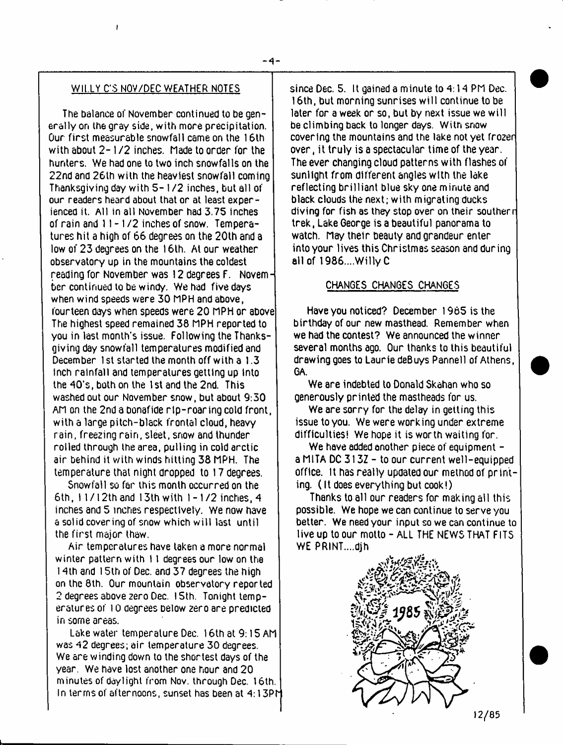## WILLY C'S NOV/DEC WEATHER NOTES

The balance of November continued to be generally on the gray side, with more precipitation. Our first measurable snowfall came on the 16th with about 2-1/2 inches. Made to order for the hunters. We had one to two inch snowfalls on the 22nd and 26th with the heaviest snowfall coming Thanksgiving day with 5-1/2 inches, but all of our readers heard about that or at least experienced it. All in all November had 3.75 inches of rain and 11-1/2 inches of snow. Temperatures hit a high of 66 degrees on the 20th and a low of 23 degrees on the 16th. At our weather observatory up in the mountains the coldest reading for November was 12 degrees F. November continued to be windy. We had five days when wind speeds were 30 MPH and above, fourteen days when speeds were 20 MPH or above. The highest speed remained 38 MPH reported to you in last month's issue. Following the Thanksgiving day snowfall temperatures modified and December 1st started the month off with a 1.3 inch rainfall and temperatures getting up into the 40's, both on the 1st and the 2nd. This washed out our November snow, but about 9:30 AM on the 2nd a bonafide rip-roaring cold front, with a large pitch-black frontal cloud, heavy rain, freezing rain, sleet, snow and thunder rolled through the area, pulling in cold arctic air behind it with winds hitting 38 MPH. The temperature that night dropped to 17 degrees.

Snowfall so far this month occurred on the 6th, 11/12th and 13th with 1-1/2 inches, 4 inches and 5 inches respectively. We now have a solid covering of snow which will last until the first major thaw.

Air temperatures have taken a more normal winter pattern with 11 degrees our low on the 14th and 15th of Dec. and 37 degrees the high on the 8th. Our mountain observatory reported 2 degrees above zero Dec. 15th. Tonight temperatures of 10 degrees below zero are predicted in some areas.

Lake water temperature Dec. 16th at 9:15 AM was 42 degrees; air temperature 30 degrees. We are winding down to the shortest days of the year. We have lost another one hour and 20 minutes of daylight from Nov. through Dec. 16th. In terms of afternoons, sunset has been at 4:13PM since Dec. 5. It gained a minute to 4:14 PM Dec. 16th, but morning sunrises will continue to be later for a week or so, but by next issue we will be climbing back to longer days. With snow covering the mountains and the lake not yet frozen over, it truly is a spectacular time of the year. The ever changing cloud patterns with flashes of sunlight from different angles with the lake reflecting brilliant blue sky one minute and black clouds the next; with migrating ducks diving for fish as they stop over on their southern trek, Lake George is a beautiful panorama to watch. May their beauty and grandeur enter into your lives this Christmas season and during all of 1986....Willy C

## CHANGES CHANGES CHANGES

Have you noticed? December 1985 is the birthday of our new masthead. Remember when we had the contest? We announced the winner several months ago. Our thanks to this beautiful drawing goes to Laurie deBuys Pannell of Athens, GA.

We are indebted to Donald Skahan who so generously printed the mastheads for us.

We are sorry for the delay in getting this issue to you. We were working under extreme difficulties! We hope it is worth waiting for.

We have added another piece of equipment - a MITA DC 313Z - to our current well-equipped office. It has really updated our method of printing. (It does everything but cook!)

Thanks to all our readers for making all this possible. We hope we can continue to serve you better. We need your input so we can continue to live up to our motto - ALL THE NEWS THAT FITS WE PRINT....djh

1985

12/85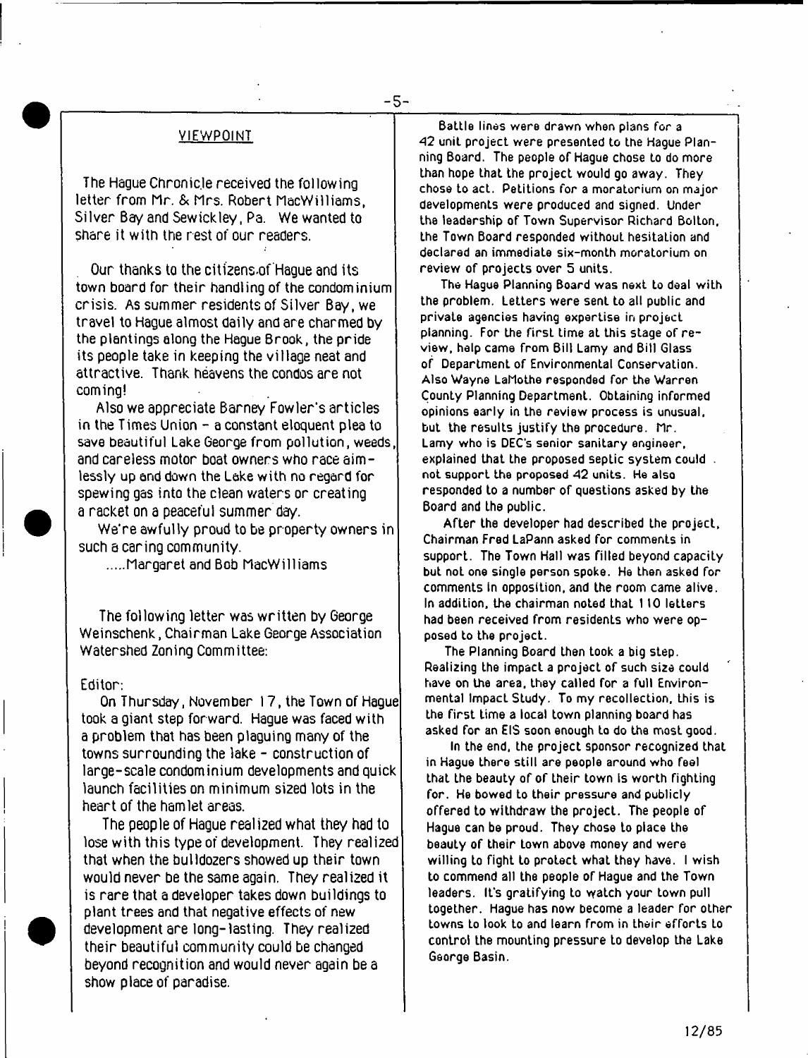## VIEWPOINT

The Hague Chronicle received the following letter from Mr. & Mrs. Robert MacWilliams, Silver Bay and Sewickley, Pa. We wanted to share it with the rest of our readers.

Our thanks to the citizens of Hague and its town board for their handling of the condominium crisis. As summer residents of Silver Bay, we travel to Hague almost daily and are charmed by the plantings along the Hague Brook, the pride its people take in keeping the village neat and attractive. Thank heavens the condos are not coming!

Also we appreciate Barney Fowler's articles in the Times Union - a constant eloquent plea to save beautiful Lake George from pollution, weeds, and careless motor boat owners who race aimlessly up and down the Lake with no regard for spewing gas into the clean waters or creating a racket on a peaceful summer day.

We're awfully proud to be property owners in such a caring community.

.....Margaret and Bob MacWilliams

The following letter was written by George Weinschenk, Chairman Lake George Association Watershed Zoning Committee:

Editor:

On Thursday, November 17, the Town of Hague took a giant step forward. Hague was faced with a problem that has been plaguing many of the towns surrounding the lake - construction of large-scale condominium developments and quick launch facilities on minimum sized lots in the heart of the hamlet areas.

The people of Hague realized what they had to lose with this type of development. They realized that when the bulldozers showed up their town would never be the same again. They realized it is rare that a developer takes down buildings to plant trees and that negative effects of new development are long-lasting. They realized their beautiful community could be changed beyond recognition and would never again be a show place of paradise.

Battle lines were drawn when plans for a 42 unit project were presented to the Hague Planning Board. The people of Hague chose to do more than hope that the project would go away. They chose to act. Petitions for a moratorium on major developments were produced and signed. Under the leadership of Town Supervisor Richard Bolton, the Town Board responded without hesitation and declared an immediate six-month moratorium on review of projects over 5 units.

The Hague Planning Board was next to deal with the problem. Letters were sent to all public and private agencies having expertise in project planning. For the first time at this stage of review, help came from Bill Lamy and Bill Glass of Department of Environmental Conservation. Also Wayne LaMothe responded for the Warren County Planning Department. Obtaining informed opinions early in the review process is unusual, but the results justify the procedure. Mr. Lamy who is DEC's senior sanitary engineer, explained that the proposed septic system could not support the proposed 42 units. He also responded to a number of questions asked by the Board and the public.

After the developer had described the project, Chairman Fred LaPann asked for comments in support. The Town Hall was filled beyond capacity but not one single person spoke. He then asked for comments in opposition, and the room came alive. In addition, the chairman noted that 110 letters had been received from residents who were opposed to the project.

The Planning Board then took a big step. Realizing the impact a project of such size could have on the area, they called for a full Environmental Impact Study. To my recollection, this is the first time a local town planning board has asked for an EIS soon enough to do the most good.

In the end, the project sponsor recognized that in Hague there still are people around who feel that the beauty of of their town is worth fighting for. He bowed to their pressure and publicly offered to withdraw the project. The people of Hague can be proud. They chose to place the beauty of their town above money and were willing to fight to protect what they have. I wish to commend all the people of Hague and the Town leaders. It's gratifying to watch your town pull together. Hague has now become a leader for other towns to look to and learn from in their efforts to control the mounting pressure to develop the Lake George Basin.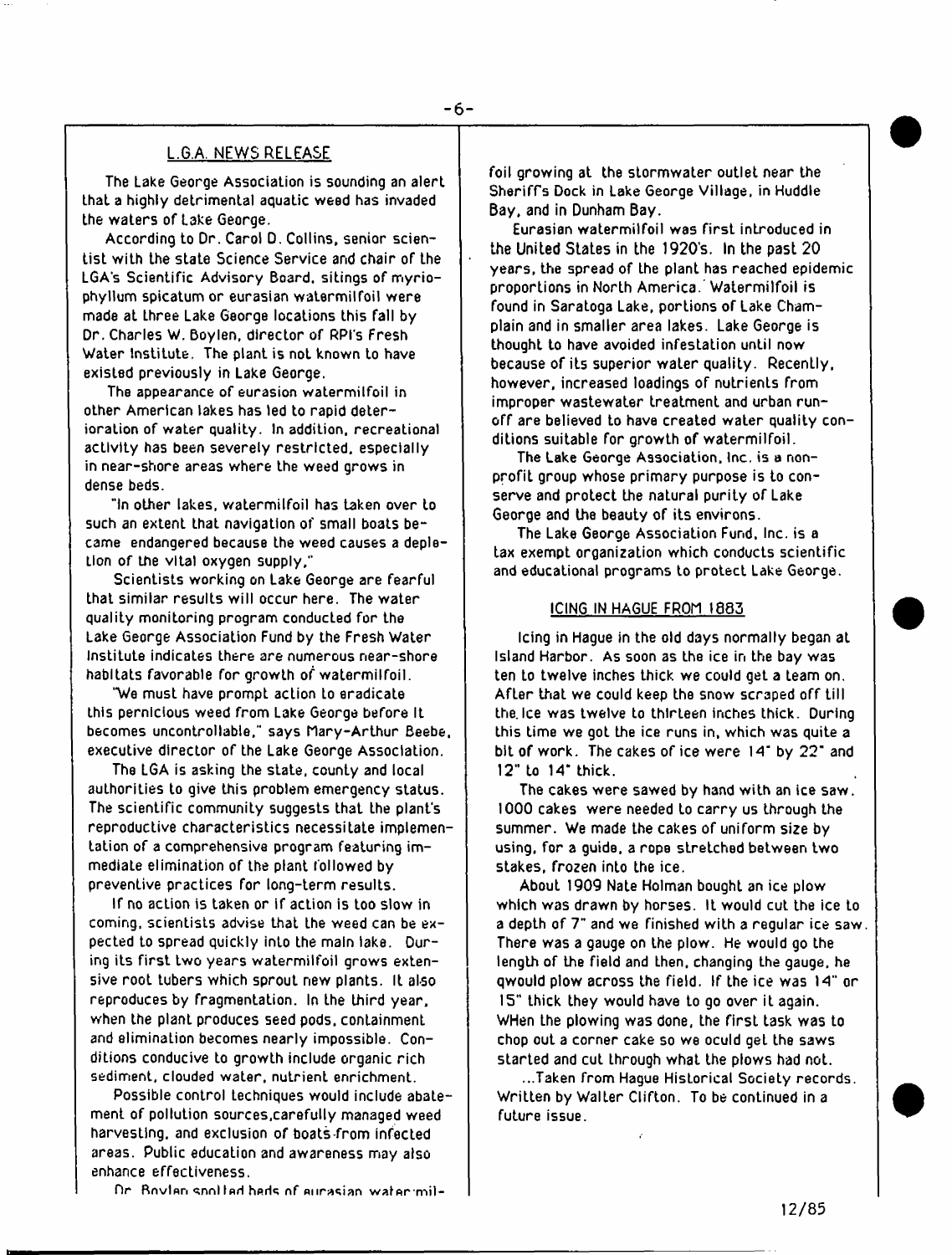## L.G.A. NEWS RELEASE

The Lake George Association is sounding an alert that a highly detrimental aquatic weed has invaded the waters of Lake George.

According to Dr. Carol D. Collins, senior scientist with the state Science Service and chair of the LGA's Scientific Advisory Board, sitings of myriophyllum spicatum or eurasian watermilfoil were made at three Lake George locations this fall by Dr. Charles W. Boylen, director of RPI's Fresh Water Institute. The plant is not known to have existed previously in Lake George.

The appearance of eurasion watermilfoil in other American lakes has led to rapid deterioration of water quality. In addition, recreational activity has been severely restricted, especially in near-shore areas where the weed grows in dense beds.

"In other lakes, watermilfoil has taken over to such an extent that navigation of small boats became endangered because the weed causes a depletion of the vital oxygen supply,"

Scientists working on Lake George are fearful that similar results will occur here. The water quality monitoring program conducted for the Lake George Association Fund by the Fresh Water Institute indicates there are numerous near-shore habitats favorable for growth of watermilfoil.

"We must have prompt action to eradicate this pernicious weed from Lake George before it becomes uncontrollable," says Mary-Arthur Beebe, executive director of the Lake George Association.

The LGA is asking the state, county and local authorities to give this problem emergency status. The scientific community suggests that the plant's reproductive characteristics necessitate implementation of a comprehensive program featuring immediate elimination of the plant followed by preventive practices for long-term results.

If no action is taken or if action is too slow in coming, scientists advise that the weed can be expected to spread quickly into the main lake. During its first two years watermilfoil grows extensive root tubers which sprout new plants. It also reproduces by fragmentation. In the third year, when the plant produces seed pods, containment and elimination becomes nearly impossible. Conditions conducive to growth include organic rich sediment, clouded water, nutrient enrichment.

Possible control techniques would include abatement of pollution sources,carefully managed weed harvesting, and exclusion of boats from infected areas. Public education and awareness may also enhance effectiveness.

Dr. Boylen spotted beds of eurasian watermilfoil growing at the stormwater outlet near the Sheriff's Dock in Lake George Village, in Huddle Bay, and in Dunham Bay.

Eurasian watermilfoil was first introduced in the United States in the 1920's. In the past 20 years, the spread of the plant has reached epidemic proportions in North America. Watermilfoil is found in Saratoga Lake, portions of Lake Champlain and in smaller area lakes. Lake George is thought to have avoided infestation until now because of its superior water quality. Recently, however, increased loadings of nutrients from improper wastewater treatment and urban runoff are believed to have created water quality conditions suitable for growth of watermilfoil.

The Lake George Association, Inc. is a nonprofit group whose primary purpose is to conserve and protect the natural purity of Lake George and the beauty of its environs.

The Lake George Association Fund, Inc. is a tax exempt organization which conducts scientific and educational programs to protect Lake George.

## ICING IN HAGUE FROM 1883

Icing in Hague in the old days normally began at Island Harbor. As soon as the ice in the bay was ten to twelve inches thick we could get a team on. After that we could keep the snow scraped off till the ice was twelve to thirteen inches thick. During this time we got the ice runs in, which was quite a bit of work. The cakes of ice were 14" by 22" and 12" to 14" thick.

The cakes were sawed by hand with an ice saw. 1000 cakes were needed to carry us through the summer. We made the cakes of uniform size by using, for a guide, a rope stretched between two stakes, frozen into the ice.

About 1909 Nate Holman bought an ice plow which was drawn by horses. It would cut the ice to a depth of 7" and we finished with a regular ice saw. There was a gauge on the plow. He would go the length of the field and then, changing the gauge, he qwould plow across the field. If the ice was 14" or 15" thick they would have to go over it again. WHen the plowing was done, the first task was to chop out a corner cake so we oculd get the saws started and cut through what the plows had not.

...Taken from Hague Historical Society records. Written by Walter Clifton. To be continued in a future issue.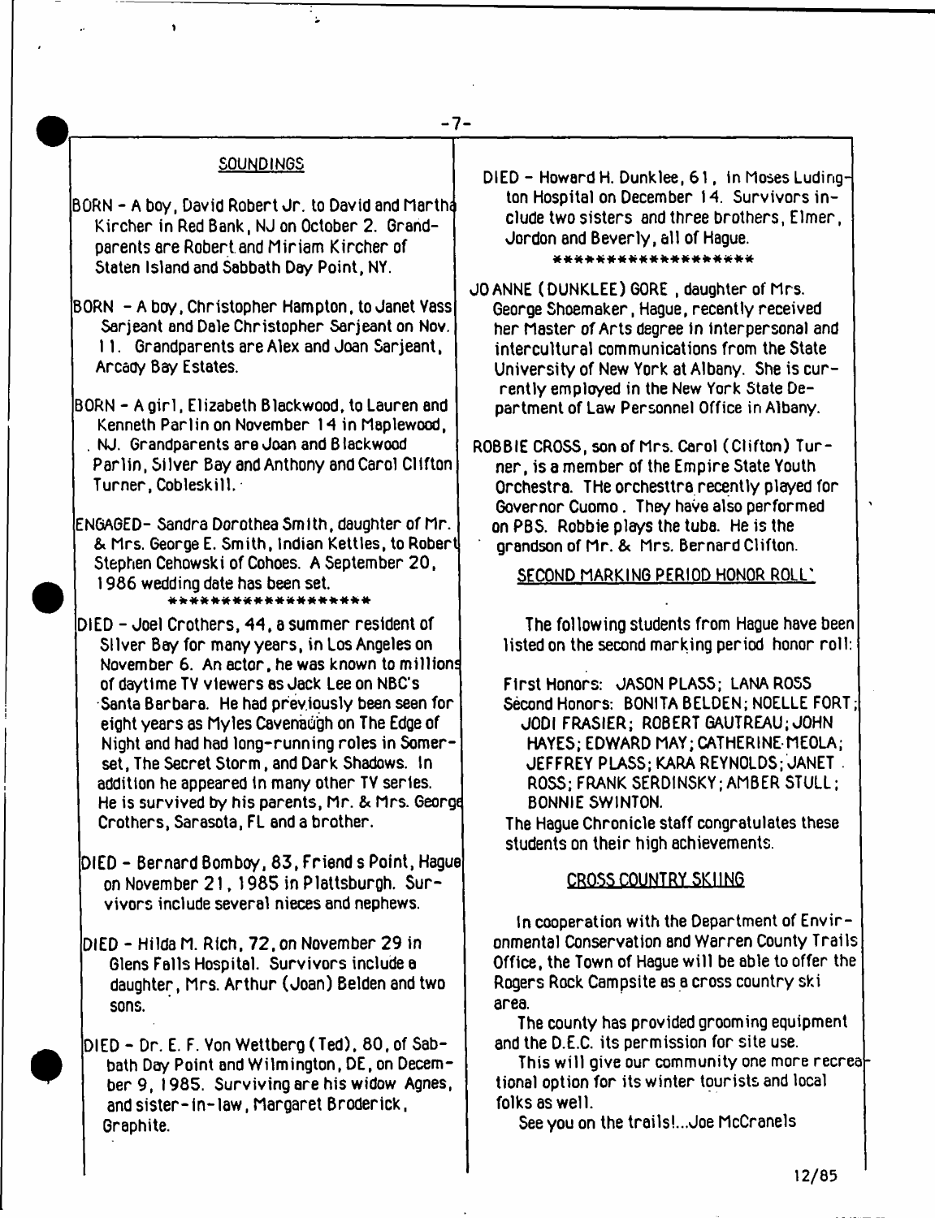## SOUNDINGS

BORN - A boy, David Robert Jr. to David and Martha Kircher in Red Bank, NJ on October 2. Grandparents are Robert and Miriam Kircher of Staten Island and Sabbath Day Point, NY.

BORN - A boy, Christopher Hampton, to Janet Vass Sarjeant and Dale Christopher Sarjeant on Nov. 11. Grandparents are Alex and Joan Sarjeant, Arcady Bay Estates.

BORN - A girl, Elizabeth Blackwood, to Lauren and Kenneth Parlin on November 14 in Maplewood, NJ. Grandparents are Joan and Blackwood Parlin, Silver Bay and Anthony and Carol Clifton Turner, Cobleskill.

ENGAGED- Sandra Dorothea Smith, daughter of Mr. & Mrs. George E. Smith, Indian Kettles, to Robert Stephen Cehowski of Cohoes. A September 20, 1986 wedding date has been set.

\*\*\*\*\*\*\*\*\*\*\*\*\*\*\*\*\*\*\*

DIED - Joel Crothers, 44, a summer resident of Silver Bay for many years, in Los Angeles on November 6. An actor, he was known to millions of daytime TV viewers as Jack Lee on NBC's Santa Barbara. He had previously been seen for eight years as Myles Cavenaugh on The Edge of Night and had had long-running roles in Somerset, The Secret Storm, and Dark Shadows. In addition he appeared in many other TV series. He is survived by his parents, Mr. & Mrs. George Crothers, Sarasota, FL and a brother.

DIED - Bernard Bomboy, 83, Friend s Point, Hague on November 21, 1985 in Plattsburgh. Survivors include several nieces and nephews.

DIED - Hilda M. Rich, 72, on November 29 in Glens Falls Hospital. Survivors include a daughter, Mrs. Arthur (Joan) Belden and two sons.

DIED - Dr. E. F. Von Wettberg (Ted), 80, of Sabbath Day Point and Wilmington, DE, on December 9, 1985. Surviving are his widow Agnes, and sister-in-law, Margaret Broderick, Graphite.

DIED - Howard H. Dunklee, 61, in Moses Ludington Hospital on December 14. Survivors include two sisters and three brothers, Elmer, Jordon and Beverly, all of Hague.

\*\*\*\*\*\*\*\*\*\*\*\*\*\*\*\*\*\*\*

JO ANNE (DUNKLEE) GORE, daughter of Mrs. George Shoemaker, Hague, recently received her Master of Arts degree in interpersonal and intercultural communications from the State University of New York at Albany. She is currently employed in the New York State Department of Law Personnel Office in Albany.

ROBBIE CROSS, son of Mrs. Carol (Clifton) Turner, is a member of the Empire State Youth Orchestra. THe orchesttra recently played for Governor Cuomo. They have also performed on PBS. Robbie plays the tuba. He is the grandson of Mr. & Mrs. Bernard Clifton.

## SECOND MARKING PERIOD HONOR ROLL

The following students from Hague have been listed on the second marking period honor roll:

First Honors: JASON PLASS; LANA ROSS
Second Honors: BONITA BELDEN; NOELLE FORT; JODI FRASIER; ROBERT GAUTREAU; JOHN HAYES; EDWARD MAY; CATHERINE MEOLA; JEFFREY PLASS; KARA REYNOLDS; JANET ROSS; FRANK SERDINSKY; AMBER STULL; BONNIE SWINTON.

The Hague Chronicle staff congratulates these students on their high achievements.

## CROSS COUNTRY SKIING

In cooperation with the Department of Environmental Conservation and Warren County Trails Office, the Town of Hague will be able to offer the Rogers Rock Campsite as a cross country ski area.

The county has provided grooming equipment and the D.E.C. its permission for site use.

This will give our community one more recreational option for its winter tourists and local folks as well.

See you on the trails!...Joe McCranels

12/85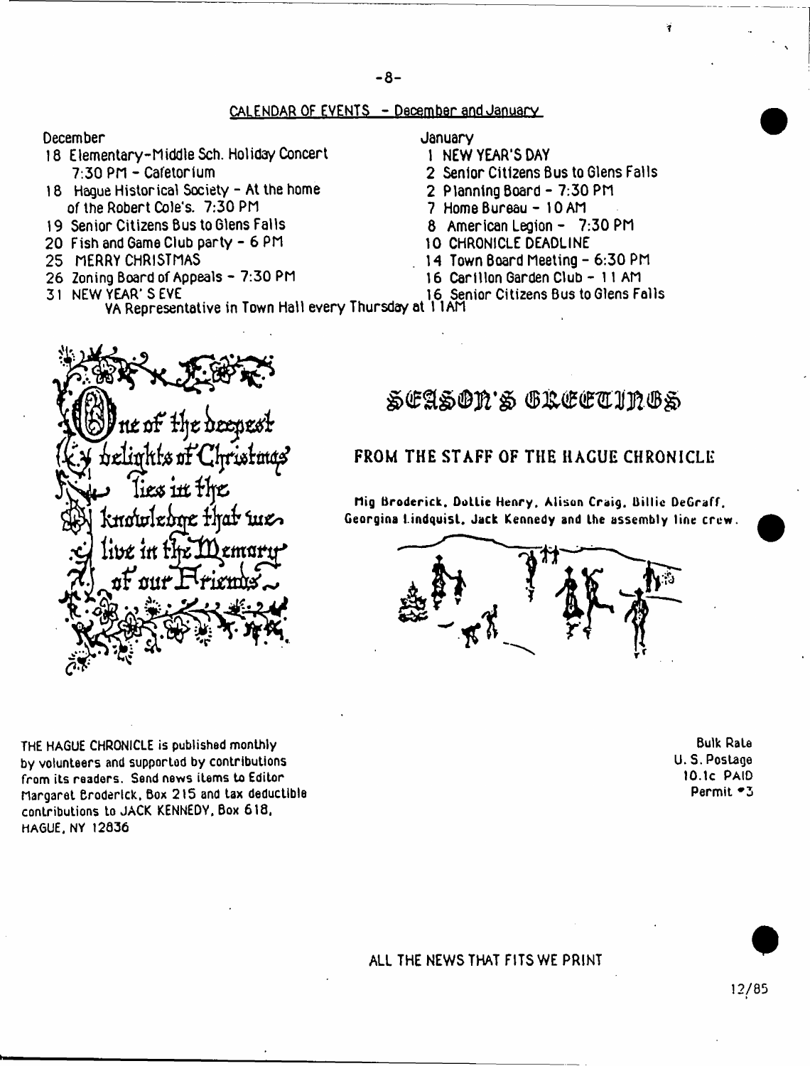## CALENDAR OF EVENTS - December and January

**December**

- 18 Elementary-Middle Sch. Holiday Concert 7:30 PM - Cafetorium
- 18 Hague Historical Society - At the home of the Robert Cole's. 7:30 PM
- 19 Senior Citizens Bus to Glens Falls
- 20 Fish and Game Club party - 6 PM
- 25 MERRY CHRISTMAS
- 26 Zoning Board of Appeals - 7:30 PM
- 31 NEW YEAR'S EVE

**January**

- 1 NEW YEAR'S DAY
- 2 Senior Citizens Bus to Glens Falls
- 2 Planning Board - 7:30 PM
- 7 Home Bureau - 10 AM
- 8 American Legion - 7:30 PM
- 10 CHRONICLE DEADLINE
- 14 Town Board Meeting - 6:30 PM
- 16 Carillon Garden Club - 11 AM
- 16 Senior Citizens Bus to Glens Falls

VA Representative in Town Hall every Thursday at 11AM

One of the deepest delights of Christmas lies in the knowledge that we live in the Memory of our Friends

## SEASON'S GREETINGS

### FROM THE STAFF OF THE HAGUE CHRONICLE

Mig Broderick, Dottie Henry, Alison Craig, Billie DeGraff, Georgina Lindquist, Jack Kennedy and the assembly line crew.

THE HAGUE CHRONICLE is published monthly by volunteers and supported by contributions from its readers. Send news items to Editor Margaret Broderick, Box 215 and tax deductible contributions to JACK KENNEDY, Box 618, HAGUE, NY 12836

Bulk Rate
U. S. Postage
10.1c PAID
Permit #3

ALL THE NEWS THAT FITS WE PRINT

12/85